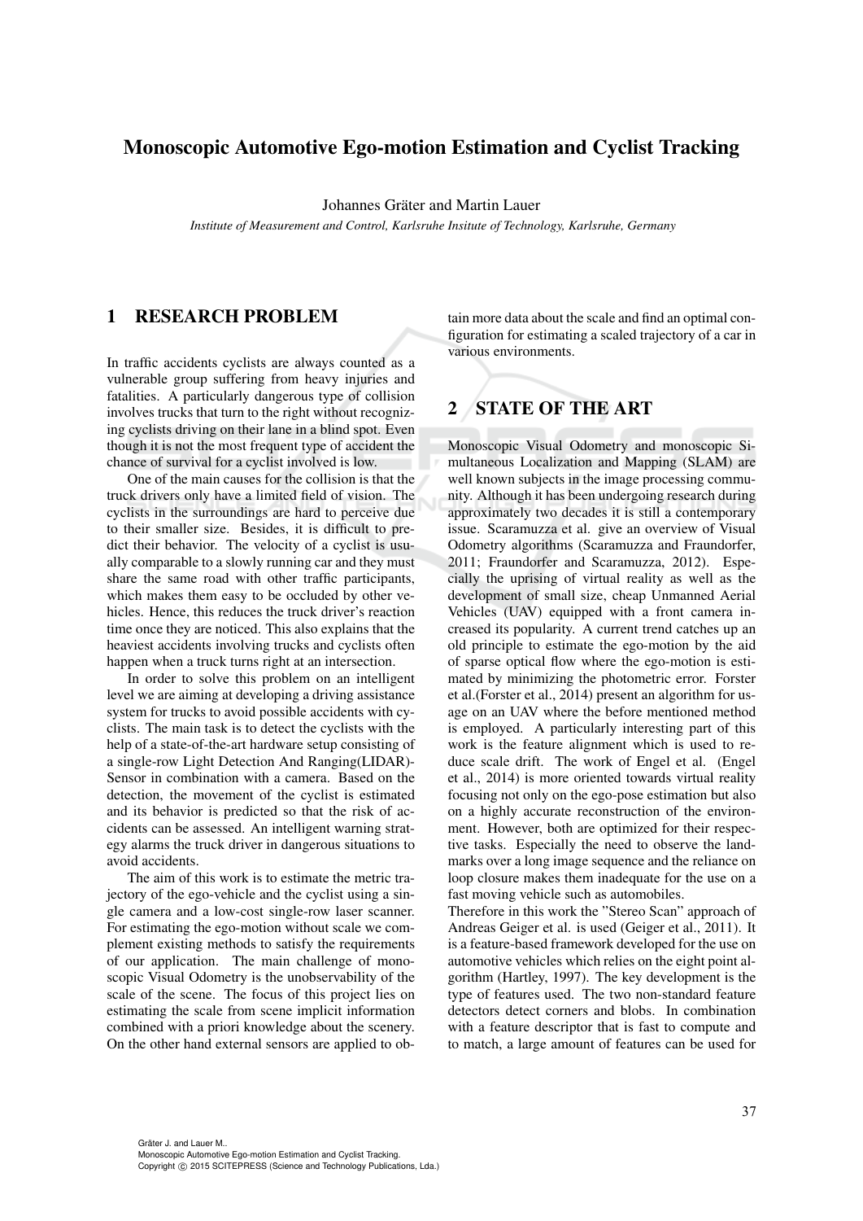# Monoscopic Automotive Ego-motion Estimation and Cyclist Tracking

Johannes Gräter and Martin Lauer

*Institute of Measurement and Control, Karlsruhe Insitute of Technology, Karlsruhe, Germany*

## 1 RESEARCH PROBLEM

In traffic accidents cyclists are always counted as a vulnerable group suffering from heavy injuries and fatalities. A particularly dangerous type of collision involves trucks that turn to the right without recognizing cyclists driving on their lane in a blind spot. Even though it is not the most frequent type of accident the chance of survival for a cyclist involved is low.

One of the main causes for the collision is that the truck drivers only have a limited field of vision. The cyclists in the surroundings are hard to perceive due to their smaller size. Besides, it is difficult to predict their behavior. The velocity of a cyclist is usually comparable to a slowly running car and they must share the same road with other traffic participants, which makes them easy to be occluded by other vehicles. Hence, this reduces the truck driver's reaction time once they are noticed. This also explains that the heaviest accidents involving trucks and cyclists often happen when a truck turns right at an intersection.

In order to solve this problem on an intelligent level we are aiming at developing a driving assistance system for trucks to avoid possible accidents with cyclists. The main task is to detect the cyclists with the help of a state-of-the-art hardware setup consisting of a single-row Light Detection And Ranging(LIDAR)-Sensor in combination with a camera. Based on the detection, the movement of the cyclist is estimated and its behavior is predicted so that the risk of accidents can be assessed. An intelligent warning strategy alarms the truck driver in dangerous situations to avoid accidents.

The aim of this work is to estimate the metric trajectory of the ego-vehicle and the cyclist using a single camera and a low-cost single-row laser scanner. For estimating the ego-motion without scale we complement existing methods to satisfy the requirements of our application. The main challenge of monoscopic Visual Odometry is the unobservability of the scale of the scene. The focus of this project lies on estimating the scale from scene implicit information combined with a priori knowledge about the scenery. On the other hand external sensors are applied to obtain more data about the scale and find an optimal configuration for estimating a scaled trajectory of a car in various environments.

## 2 STATE OF THE ART

Monoscopic Visual Odometry and monoscopic Simultaneous Localization and Mapping (SLAM) are well known subjects in the image processing community. Although it has been undergoing research during approximately two decades it is still a contemporary issue. Scaramuzza et al. give an overview of Visual Odometry algorithms (Scaramuzza and Fraundorfer, 2011; Fraundorfer and Scaramuzza, 2012). Especially the uprising of virtual reality as well as the development of small size, cheap Unmanned Aerial Vehicles (UAV) equipped with a front camera increased its popularity. A current trend catches up an old principle to estimate the ego-motion by the aid of sparse optical flow where the ego-motion is estimated by minimizing the photometric error. Forster et al.(Forster et al., 2014) present an algorithm for usage on an UAV where the before mentioned method is employed. A particularly interesting part of this work is the feature alignment which is used to reduce scale drift. The work of Engel et al. (Engel et al., 2014) is more oriented towards virtual reality focusing not only on the ego-pose estimation but also on a highly accurate reconstruction of the environment. However, both are optimized for their respective tasks. Especially the need to observe the landmarks over a long image sequence and the reliance on loop closure makes them inadequate for the use on a fast moving vehicle such as automobiles.

Therefore in this work the "Stereo Scan" approach of Andreas Geiger et al. is used (Geiger et al., 2011). It is a feature-based framework developed for the use on automotive vehicles which relies on the eight point algorithm (Hartley, 1997). The key development is the type of features used. The two non-standard feature detectors detect corners and blobs. In combination with a feature descriptor that is fast to compute and to match, a large amount of features can be used for

Gräter J. and Lauer M..
Monoscopic Automotive Ego-motion Estimation and Cyclist Tracking.
Copyright © 2015 SCITEPRESS (Science and Technology Publications, Lda.)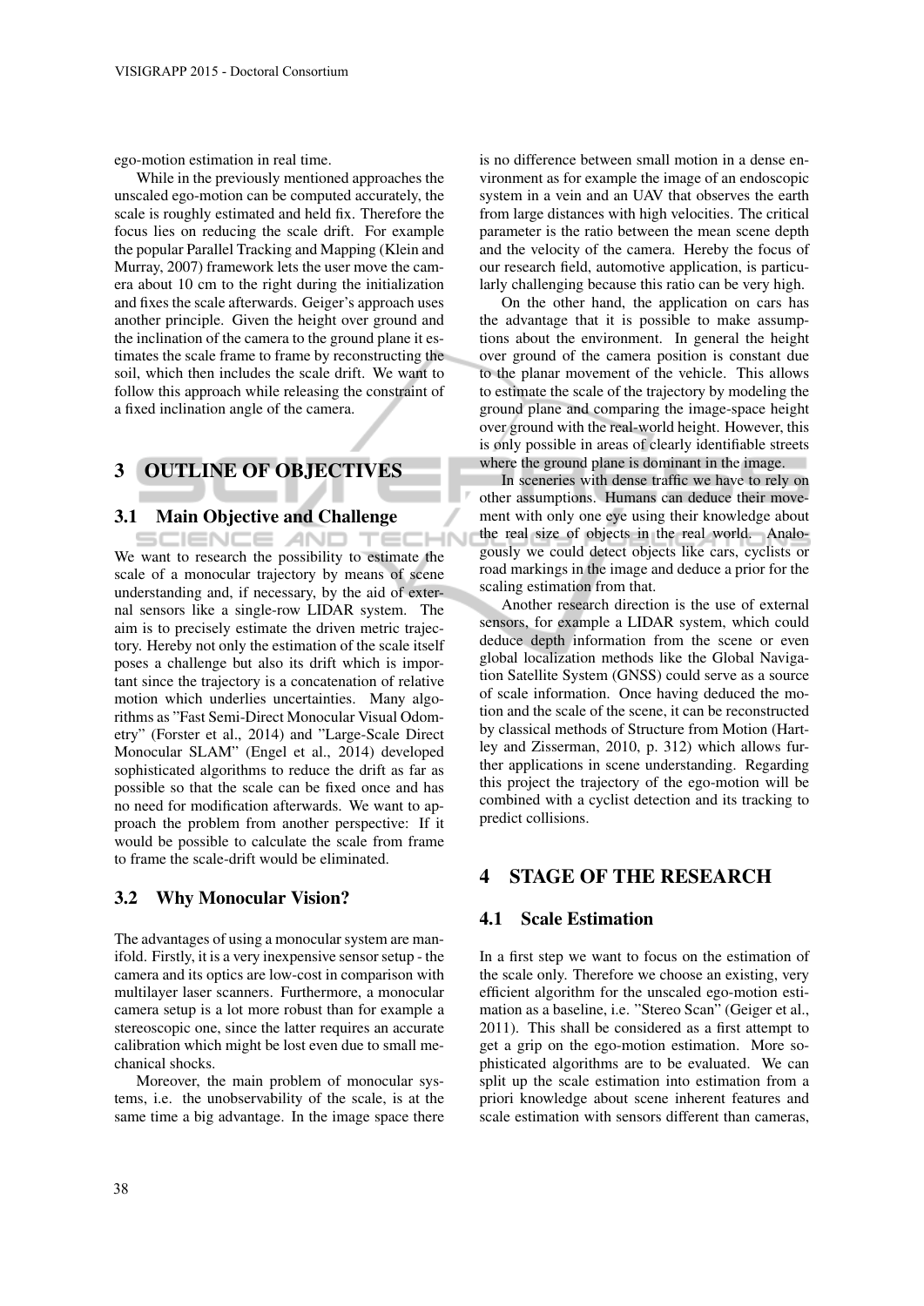ego-motion estimation in real time.

While in the previously mentioned approaches the unscaled ego-motion can be computed accurately, the scale is roughly estimated and held fix. Therefore the focus lies on reducing the scale drift. For example the popular Parallel Tracking and Mapping (Klein and Murray, 2007) framework lets the user move the camera about 10 cm to the right during the initialization and fixes the scale afterwards. Geiger's approach uses another principle. Given the height over ground and the inclination of the camera to the ground plane it estimates the scale frame to frame by reconstructing the soil, which then includes the scale drift. We want to follow this approach while releasing the constraint of a fixed inclination angle of the camera.

## 3 OUTLINE OF OBJECTIVES

### 3.1 Main Objective and Challenge

We want to research the possibility to estimate the scale of a monocular trajectory by means of scene understanding and, if necessary, by the aid of external sensors like a single-row LIDAR system. The aim is to precisely estimate the driven metric trajectory. Hereby not only the estimation of the scale itself poses a challenge but also its drift which is important since the trajectory is a concatenation of relative motion which underlies uncertainties. Many algorithms as "Fast Semi-Direct Monocular Visual Odometry" (Forster et al., 2014) and "Large-Scale Direct Monocular SLAM" (Engel et al., 2014) developed sophisticated algorithms to reduce the drift as far as possible so that the scale can be fixed once and has no need for modification afterwards. We want to approach the problem from another perspective: If it would be possible to calculate the scale from frame to frame the scale-drift would be eliminated.

### 3.2 Why Monocular Vision?

The advantages of using a monocular system are manifold. Firstly, it is a very inexpensive sensor setup - the camera and its optics are low-cost in comparison with multilayer laser scanners. Furthermore, a monocular camera setup is a lot more robust than for example a stereoscopic one, since the latter requires an accurate calibration which might be lost even due to small mechanical shocks.

Moreover, the main problem of monocular systems, i.e. the unobservability of the scale, is at the same time a big advantage. In the image space there is no difference between small motion in a dense environment as for example the image of an endoscopic system in a vein and an UAV that observes the earth from large distances with high velocities. The critical parameter is the ratio between the mean scene depth and the velocity of the camera. Hereby the focus of our research field, automotive application, is particularly challenging because this ratio can be very high.

On the other hand, the application on cars has the advantage that it is possible to make assumptions about the environment. In general the height over ground of the camera position is constant due to the planar movement of the vehicle. This allows to estimate the scale of the trajectory by modeling the ground plane and comparing the image-space height over ground with the real-world height. However, this is only possible in areas of clearly identifiable streets where the ground plane is dominant in the image.

In sceneries with dense traffic we have to rely on other assumptions. Humans can deduce their movement with only one eye using their knowledge about the real size of objects in the real world. Analogously we could detect objects like cars, cyclists or road markings in the image and deduce a prior for the scaling estimation from that.

Another research direction is the use of external sensors, for example a LIDAR system, which could deduce depth information from the scene or even global localization methods like the Global Navigation Satellite System (GNSS) could serve as a source of scale information. Once having deduced the motion and the scale of the scene, it can be reconstructed by classical methods of Structure from Motion (Hartley and Zisserman, 2010, p. 312) which allows further applications in scene understanding. Regarding this project the trajectory of the ego-motion will be combined with a cyclist detection and its tracking to predict collisions.

## 4 STAGE OF THE RESEARCH

### 4.1 Scale Estimation

In a first step we want to focus on the estimation of the scale only. Therefore we choose an existing, very efficient algorithm for the unscaled ego-motion estimation as a baseline, i.e. "Stereo Scan" (Geiger et al., 2011). This shall be considered as a first attempt to get a grip on the ego-motion estimation. More sophisticated algorithms are to be evaluated. We can split up the scale estimation into estimation from a priori knowledge about scene inherent features and scale estimation with sensors different than cameras,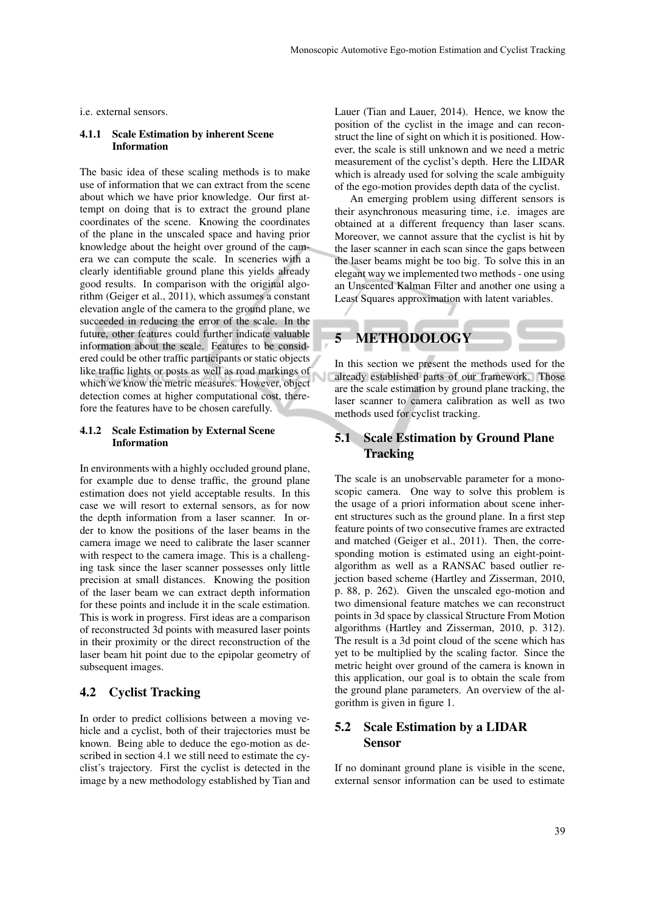i.e. external sensors.

#### 4.1.1 Scale Estimation by inherent Scene Information

The basic idea of these scaling methods is to make use of information that we can extract from the scene about which we have prior knowledge. Our first attempt on doing that is to extract the ground plane coordinates of the scene. Knowing the coordinates of the plane in the unscaled space and having prior knowledge about the height over ground of the camera we can compute the scale. In sceneries with a clearly identifiable ground plane this yields already good results. In comparison with the original algorithm (Geiger et al., 2011), which assumes a constant elevation angle of the camera to the ground plane, we succeeded in reducing the error of the scale. In the future, other features could further indicate valuable information about the scale. Features to be considered could be other traffic participants or static objects like traffic lights or posts as well as road markings of which we know the metric measures. However, object detection comes at higher computational cost, therefore the features have to be chosen carefully.

#### 4.1.2 Scale Estimation by External Scene Information

In environments with a highly occluded ground plane, for example due to dense traffic, the ground plane estimation does not yield acceptable results. In this case we will resort to external sensors, as for now the depth information from a laser scanner. In order to know the positions of the laser beams in the camera image we need to calibrate the laser scanner with respect to the camera image. This is a challenging task since the laser scanner possesses only little precision at small distances. Knowing the position of the laser beam we can extract depth information for these points and include it in the scale estimation. This is work in progress. First ideas are a comparison of reconstructed 3d points with measured laser points in their proximity or the direct reconstruction of the laser beam hit point due to the epipolar geometry of subsequent images.

### 4.2 Cyclist Tracking

In order to predict collisions between a moving vehicle and a cyclist, both of their trajectories must be known. Being able to deduce the ego-motion as described in section 4.1 we still need to estimate the cyclist's trajectory. First the cyclist is detected in the image by a new methodology established by Tian and Lauer (Tian and Lauer, 2014). Hence, we know the position of the cyclist in the image and can reconstruct the line of sight on which it is positioned. However, the scale is still unknown and we need a metric measurement of the cyclist's depth. Here the LIDAR which is already used for solving the scale ambiguity of the ego-motion provides depth data of the cyclist.

An emerging problem using different sensors is their asynchronous measuring time, i.e. images are obtained at a different frequency than laser scans. Moreover, we cannot assure that the cyclist is hit by the laser scanner in each scan since the gaps between the laser beams might be too big. To solve this in an elegant way we implemented two methods - one using an Unscented Kalman Filter and another one using a Least Squares approximation with latent variables.

## 5 METHODOLOGY

In this section we present the methods used for the already established parts of our framework. Those are the scale estimation by ground plane tracking, the laser scanner to camera calibration as well as two methods used for cyclist tracking.

### 5.1 Scale Estimation by Ground Plane Tracking

The scale is an unobservable parameter for a monoscopic camera. One way to solve this problem is the usage of a priori information about scene inherent structures such as the ground plane. In a first step feature points of two consecutive frames are extracted and matched (Geiger et al., 2011). Then, the corresponding motion is estimated using an eight-point-algorithm as well as a RANSAC based outlier rejection based scheme (Hartley and Zisserman, 2010, p. 88, p. 262). Given the unscaled ego-motion and two dimensional feature matches we can reconstruct points in 3d space by classical Structure From Motion algorithms (Hartley and Zisserman, 2010, p. 312). The result is a 3d point cloud of the scene which has yet to be multiplied by the scaling factor. Since the metric height over ground of the camera is known in this application, our goal is to obtain the scale from the ground plane parameters. An overview of the algorithm is given in figure 1.

### 5.2 Scale Estimation by a LIDAR Sensor

If no dominant ground plane is visible in the scene, external sensor information can be used to estimate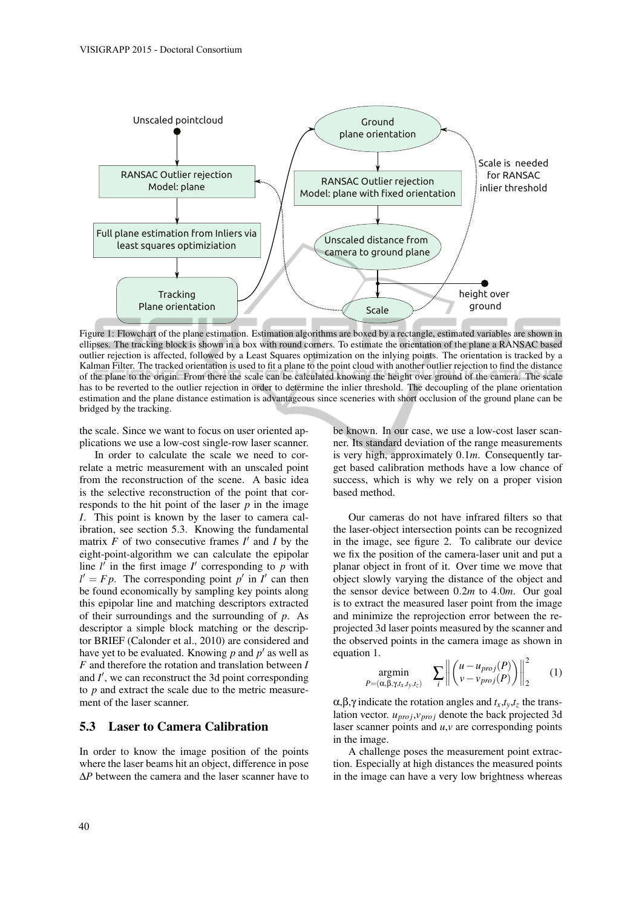Figure 1: Flowchart of the plane estimation. Estimation algorithms are boxed by a rectangle, estimated variables are shown in ellipses. The tracking block is shown in a box with round corners. To estimate the orientation of the plane a RANSAC based outlier rejection is affected, followed by a Least Squares optimization on the inlying points. The orientation is tracked by a Kalman Filter. The tracked orientation is used to fit a plane to the point cloud with another outlier rejection to find the distance of the plane to the origin. From there the scale can be calculated knowing the height over ground of the camera. The scale has to be reverted to the outlier rejection in order to determine the inlier threshold. The decoupling of the plane orientation estimation and the plane distance estimation is advantageous since sceneries with short occlusion of the ground plane can be bridged by the tracking.

the scale. Since we want to focus on user oriented applications we use a low-cost single-row laser scanner.

In order to calculate the scale we need to correlate a metric measurement with an unscaled point from the reconstruction of the scene. A basic idea is the selective reconstruction of the point that corresponds to the hit point of the laser $p$ in the image $I$. This point is known by the laser to camera calibration, see section 5.3. Knowing the fundamental matrix $F$ of two consecutive frames $I'$ and $I$ by the eight-point-algorithm we can calculate the epipolar line $l'$ in the first image $I'$ corresponding to $p$ with $l' = Fp$. The corresponding point $p'$ in $I'$ can then be found economically by sampling key points along this epipolar line and matching descriptors extracted of their surroundings and the surrounding of $p$. As descriptor a simple block matching or the descriptor BRIEF (Calonder et al., 2010) are considered and have yet to be evaluated. Knowing $p$ and $p'$ as well as $F$ and therefore the rotation and translation between $I$ and $I'$, we can reconstruct the 3d point corresponding to $p$ and extract the scale due to the metric measurement of the laser scanner.

### 5.3 Laser to Camera Calibration

In order to know the image position of the points where the laser beams hit an object, difference in pose $\Delta P$ between the camera and the laser scanner have to be known. In our case, we use a low-cost laser scanner. Its standard deviation of the range measurements is very high, approximately $0.1m$. Consequently target based calibration methods have a low chance of success, which is why we rely on a proper vision based method.

Our cameras do not have infrared filters so that the laser-object intersection points can be recognized in the image, see figure 2. To calibrate our device we fix the position of the camera-laser unit and put a planar object in front of it. Over time we move that object slowly varying the distance of the object and the sensor device between $0.2m$ to $4.0m$. Our goal is to extract the measured laser point from the image and minimize the reprojection error between the reprojected 3d laser points measured by the scanner and the observed points in the camera image as shown in equation 1.

$$\underset{P=(\alpha,\beta,\gamma,t_x,t_y,t_z)}{\operatorname{argmin}} \sum_i \left\| \begin{pmatrix} u - u_{proj}(P) \\ v - v_{proj}(P) \end{pmatrix} \right\|_2^2 \qquad (1)$$

$\alpha,\beta,\gamma$ indicate the rotation angles and $t_x,t_y,t_z$ the translation vector. $u_{proj},v_{proj}$ denote the back projected 3d laser scanner points and $u,v$ are corresponding points in the image.

A challenge poses the measurement point extraction. Especially at high distances the measured points in the image can have a very low brightness whereas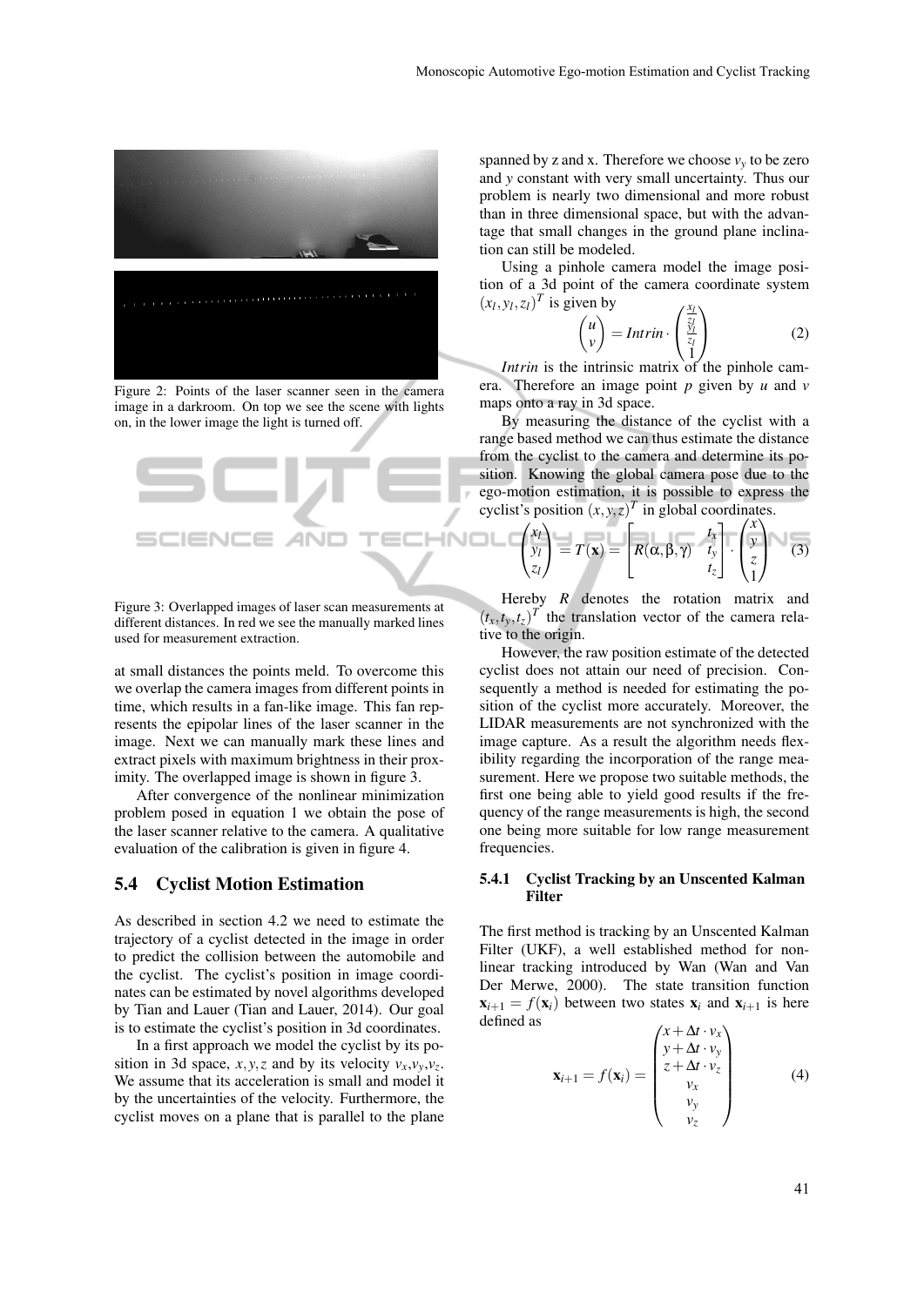Figure 2: Points of the laser scanner seen in the camera image in a darkroom. On top we see the scene with lights on, in the lower image the light is turned off.

Figure 3: Overlapped images of laser scan measurements at different distances. In red we see the manually marked lines used for measurement extraction.

at small distances the points meld. To overcome this we overlap the camera images from different points in time, which results in a fan-like image. This fan represents the epipolar lines of the laser scanner in the image. Next we can manually mark these lines and extract pixels with maximum brightness in their proximity. The overlapped image is shown in figure 3.

After convergence of the nonlinear minimization problem posed in equation 1 we obtain the pose of the laser scanner relative to the camera. A qualitative evaluation of the calibration is given in figure 4.

## 5.4 Cyclist Motion Estimation

As described in section 4.2 we need to estimate the trajectory of a cyclist detected in the image in order to predict the collision between the automobile and the cyclist. The cyclist's position in image coordinates can be estimated by novel algorithms developed by Tian and Lauer (Tian and Lauer, 2014). Our goal is to estimate the cyclist's position in 3d coordinates.

In a first approach we model the cyclist by its position in 3d space, $x,y,z$ and by its velocity $v_x$,$v_y$,$v_z$. We assume that its acceleration is small and model it by the uncertainties of the velocity. Furthermore, the cyclist moves on a plane that is parallel to the plane spanned by z and x. Therefore we choose $v_y$ to be zero and $y$ constant with very small uncertainty. Thus our problem is nearly two dimensional and more robust than in three dimensional space, but with the advantage that small changes in the ground plane inclination can still be modeled.

Using a pinhole camera model the image position of a 3d point of the camera coordinate system $(x_l, y_l, z_l)^T$ is given by

$$\begin{pmatrix} u \\ v \end{pmatrix} = Intrin \cdot \begin{pmatrix} \frac{x_l}{z_l} \\ \frac{y_l}{z_l} \\ 1 \end{pmatrix} \tag{2}$$

*Intrin* is the intrinsic matrix of the pinhole camera. Therefore an image point $p$ given by $u$ and $v$ maps onto a ray in 3d space.

By measuring the distance of the cyclist with a range based method we can thus estimate the distance from the cyclist to the camera and determine its position. Knowing the global camera pose due to the ego-motion estimation, it is possible to express the cyclist's position $(x, y, z)^T$ in global coordinates.

$$\begin{pmatrix} x_l \\ y_l \\ z_l \end{pmatrix} = T(\mathbf{x}) = \begin{bmatrix} R(\alpha,\beta,\gamma) & \begin{matrix} t_x \\ t_y \\ t_z \end{matrix} \end{bmatrix} \cdot \begin{pmatrix} x \\ y \\ z \\ 1 \end{pmatrix} \tag{3}$$

Hereby $R$ denotes the rotation matrix and $(t_x, t_y, t_z)^T$ the translation vector of the camera relative to the origin.

However, the raw position estimate of the detected cyclist does not attain our need of precision. Consequently a method is needed for estimating the position of the cyclist more accurately. Moreover, the LIDAR measurements are not synchronized with the image capture. As a result the algorithm needs flexibility regarding the incorporation of the range measurement. Here we propose two suitable methods, the first one being able to yield good results if the frequency of the range measurements is high, the second one being more suitable for low range measurement frequencies.

### 5.4.1 Cyclist Tracking by an Unscented Kalman Filter

The first method is tracking by an Unscented Kalman Filter (UKF), a well established method for nonlinear tracking introduced by Wan (Wan and Van Der Merwe, 2000). The state transition function $\mathbf{x}_{i+1} = f(\mathbf{x}_i)$ between two states $\mathbf{x}_i$ and $\mathbf{x}_{i+1}$ is here defined as

$$\mathbf{x}_{i+1} = f(\mathbf{x}_i) = \begin{pmatrix} x + \Delta t \cdot v_x \\ y + \Delta t \cdot v_y \\ z + \Delta t \cdot v_z \\ v_x \\ v_y \\ v_z \end{pmatrix} \tag{4}$$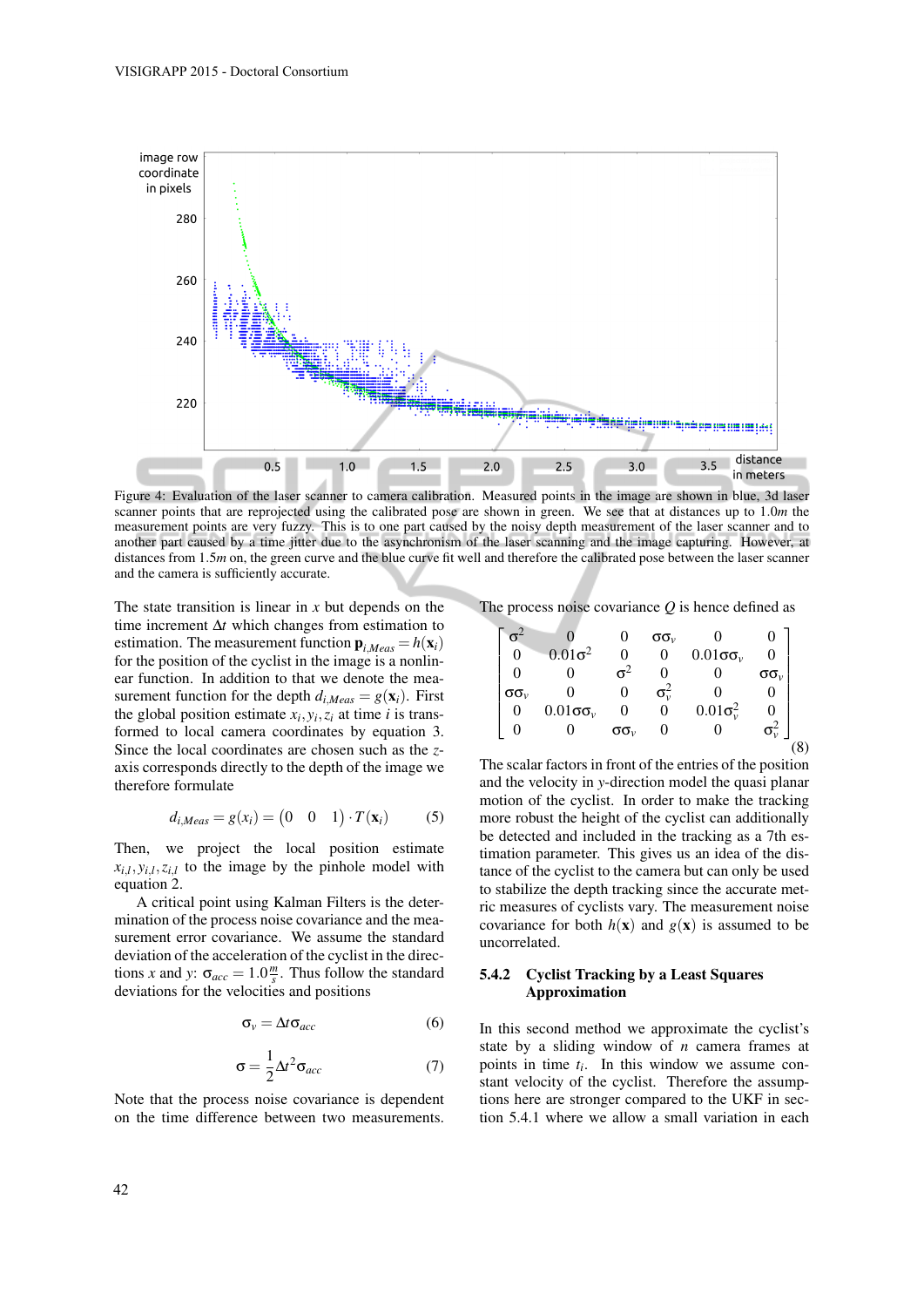Figure 4: Evaluation of the laser scanner to camera calibration. Measured points in the image are shown in blue, 3d laser scanner points that are reprojected using the calibrated pose are shown in green. We see that at distances up to $1.0m$ the measurement points are very fuzzy. This is to one part caused by the noisy depth measurement of the laser scanner and to another part caused by a time jitter due to the asynchronism of the laser scanning and the image capturing. However, at distances from $1.5m$ on, the green curve and the blue curve fit well and therefore the calibrated pose between the laser scanner and the camera is sufficiently accurate.

The state transition is linear in $x$ but depends on the time increment $\Delta t$ which changes from estimation to estimation. The measurement function $\mathbf{p}_{i,Meas} = h(\mathbf{x}_i)$ for the position of the cyclist in the image is a nonlinear function. In addition to that we denote the measurement function for the depth $d_{i,Meas} = g(\mathbf{x}_i)$. First the global position estimate $x_i, y_i, z_i$ at time $i$ is transformed to local camera coordinates by equation 3. Since the local coordinates are chosen such as the $z$-axis corresponds directly to the depth of the image we therefore formulate

$$d_{i,Meas} = g(x_i) = \begin{pmatrix} 0 & 0 & 1 \end{pmatrix} \cdot T(\mathbf{x}_i) \tag{5}$$

Then, we project the local position estimate $x_{i,l}, y_{i,l}, z_{i,l}$ to the image by the pinhole model with equation 2.

A critical point using Kalman Filters is the determination of the process noise covariance and the measurement error covariance. We assume the standard deviation of the acceleration of the cyclist in the directions $x$ and $y$: $\sigma_{acc} = 1.0\frac{m}{s}$. Thus follow the standard deviations for the velocities and positions

$$\sigma_v = \Delta t \sigma_{acc} \tag{6}$$

$$\sigma = \frac{1}{2}\Delta t^2 \sigma_{acc} \tag{7}$$

Note that the process noise covariance is dependent on the time difference between two measurements. The process noise covariance $Q$ is hence defined as

$$\begin{bmatrix} \sigma^2 & 0 & 0 & \sigma\sigma_v & 0 & 0 \\ 0 & 0.01\sigma^2 & 0 & 0 & 0.01\sigma\sigma_v & 0 \\ 0 & 0 & \sigma^2 & 0 & 0 & \sigma\sigma_v \\ \sigma\sigma_v & 0 & 0 & \sigma_v^2 & 0 & 0 \\ 0 & 0.01\sigma\sigma_v & 0 & 0 & 0.01\sigma_v^2 & 0 \\ 0 & 0 & \sigma\sigma_v & 0 & 0 & \sigma_v^2 \end{bmatrix} \tag{8}$$

The scalar factors in front of the entries of the position and the velocity in $y$-direction model the quasi planar motion of the cyclist. In order to make the tracking more robust the height of the cyclist can additionally be detected and included in the tracking as a 7th estimation parameter. This gives us an idea of the distance of the cyclist to the camera but can only be used to stabilize the depth tracking since the accurate metric measures of cyclists vary. The measurement noise covariance for both $h(\mathbf{x})$ and $g(\mathbf{x})$ is assumed to be uncorrelated.

### 5.4.2 Cyclist Tracking by a Least Squares Approximation

In this second method we approximate the cyclist's state by a sliding window of $n$ camera frames at points in time $t_i$. In this window we assume constant velocity of the cyclist. Therefore the assumptions here are stronger compared to the UKF in section 5.4.1 where we allow a small variation in each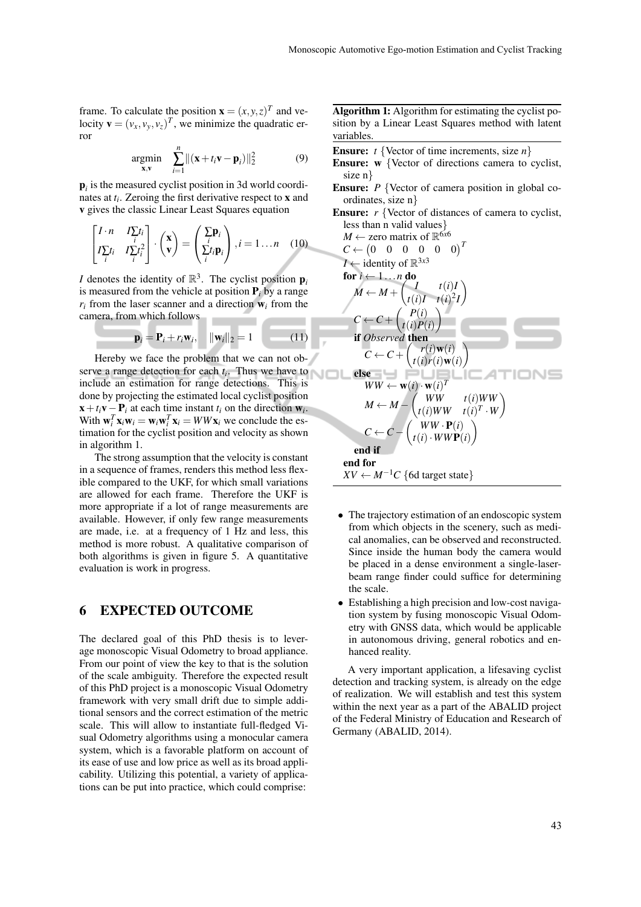frame. To calculate the position $\mathbf{x} = (x,y,z)^T$ and velocity $\mathbf{v} = (v_x, v_y, v_z)^T$, we minimize the quadratic error

$$\underset{\mathbf{x},\mathbf{v}}{\operatorname{argmin}} \quad \sum_{i=1}^{n} \|(\mathbf{x} + t_i\mathbf{v} - \mathbf{p}_i)\|_2^2 \tag{9}$$

$\mathbf{p}_i$ is the measured cyclist position in 3d world coordinates at $t_i$. Zeroing the first derivative respect to $\mathbf{x}$ and $\mathbf{v}$ gives the classic Linear Least Squares equation

$$\begin{bmatrix} I \cdot n & I\sum_i t_i \\ I\sum_i t_i & I\sum_i t_i^2 \end{bmatrix} \cdot \begin{pmatrix} \mathbf{x} \\ \mathbf{v} \end{pmatrix} = \begin{pmatrix} \sum_i \mathbf{p}_i \\ \sum_i t_i \mathbf{p}_i \end{pmatrix}, i = 1 \ldots n \tag{10}$$

$I$ denotes the identity of $\mathbb{R}^3$. The cyclist position $\mathbf{p}_i$ is measured from the vehicle at position $\mathbf{P}_i$ by a range $r_i$ from the laser scanner and a direction $\mathbf{w}_i$ from the camera, from which follows

$$\mathbf{p}_i = \mathbf{P}_i + r_i\mathbf{w}_i, \quad \|\mathbf{w}_i\|_2 = 1 \tag{11}$$

Hereby we face the problem that we can not observe a range detection for each $t_i$. Thus we have to include an estimation for range detections. This is done by projecting the estimated local cyclist position $\mathbf{x} + t_i\mathbf{v} - \mathbf{P}_i$ at each time instant $t_i$ on the direction $\mathbf{w}_i$. With $\mathbf{w}_i^T\mathbf{x}_i\mathbf{w}_i = \mathbf{w}_i\mathbf{w}_i^T\mathbf{x}_i = WW\mathbf{x}_i$ we conclude the estimation for the cyclist position and velocity as shown in algorithm 1.

The strong assumption that the velocity is constant in a sequence of frames, renders this method less flexible compared to the UKF, for which small variations are allowed for each frame. Therefore the UKF is more appropriate if a lot of range measurements are available. However, if only few range measurements are made, i.e. at a frequency of 1 Hz and less, this method is more robust. A qualitative comparison of both algorithms is given in figure 5. A quantitative evaluation is work in progress.

**Algorithm 1:** Algorithm for estimating the cyclist position by a Linear Least Squares method with latent variables.

**Ensure:** $t$ {Vector of time increments, size $n$}
**Ensure:** $\mathbf{w}$ {Vector of directions camera to cyclist, size n}
**Ensure:** $P$ {Vector of camera position in global coordinates, size n}
**Ensure:** $r$ {Vector of distances of camera to cyclist, less than n valid values}
$M \leftarrow$ zero matrix of $\mathbb{R}^{6x6}$
$C \leftarrow \begin{pmatrix} 0 & 0 & 0 & 0 & 0 & 0 \end{pmatrix}^T$
$I \leftarrow$ identity of $\mathbb{R}^{3x3}$
**for** $i \leftarrow 1 \ldots n$ **do**
  $M \leftarrow M + \begin{pmatrix} I & t(i)I \\ t(i)I & t(i)^2 I \end{pmatrix}$
  $C \leftarrow C + \begin{pmatrix} P(i) \\ t(i)P(i) \end{pmatrix}$
  **if** *Observed* **then**
    $C \leftarrow C + \begin{pmatrix} r(i)\mathbf{w}(i) \\ t(i)r(i)\mathbf{w}(i) \end{pmatrix}$
  **else**
    $WW \leftarrow \mathbf{w}(i) \cdot \mathbf{w}(i)^T$
    $M \leftarrow M - \begin{pmatrix} WW & t(i)WW \\ t(i)WW & t(i)^T \cdot W \end{pmatrix}$
    $C \leftarrow C - \begin{pmatrix} WW \cdot \mathbf{P}(i) \\ t(i) \cdot WW\mathbf{P}(i) \end{pmatrix}$
  **end if**
**end for**
$XV \leftarrow M^{-1}C$ {6d target state}

## 6 EXPECTED OUTCOME

The declared goal of this PhD thesis is to leverage monoscopic Visual Odometry to broad appliance. From our point of view the key to that is the solution of the scale ambiguity. Therefore the expected result of this PhD project is a monoscopic Visual Odometry framework with very small drift due to simple additional sensors and the correct estimation of the metric scale. This will allow to instantiate full-fledged Visual Odometry algorithms using a monocular camera system, which is a favorable platform on account of its ease of use and low price as well as its broad applicability. Utilizing this potential, a variety of applications can be put into practice, which could comprise:

- The trajectory estimation of an endoscopic system from which objects in the scenery, such as medical anomalies, can be observed and reconstructed. Since inside the human body the camera would be placed in a dense environment a single-laser-beam range finder could suffice for determining the scale.
- Establishing a high precision and low-cost navigation system by fusing monoscopic Visual Odometry with GNSS data, which would be applicable in autonomous driving, general robotics and enhanced reality.

A very important application, a lifesaving cyclist detection and tracking system, is already on the edge of realization. We will establish and test this system within the next year as a part of the ABALID project of the Federal Ministry of Education and Research of Germany (ABALID, 2014).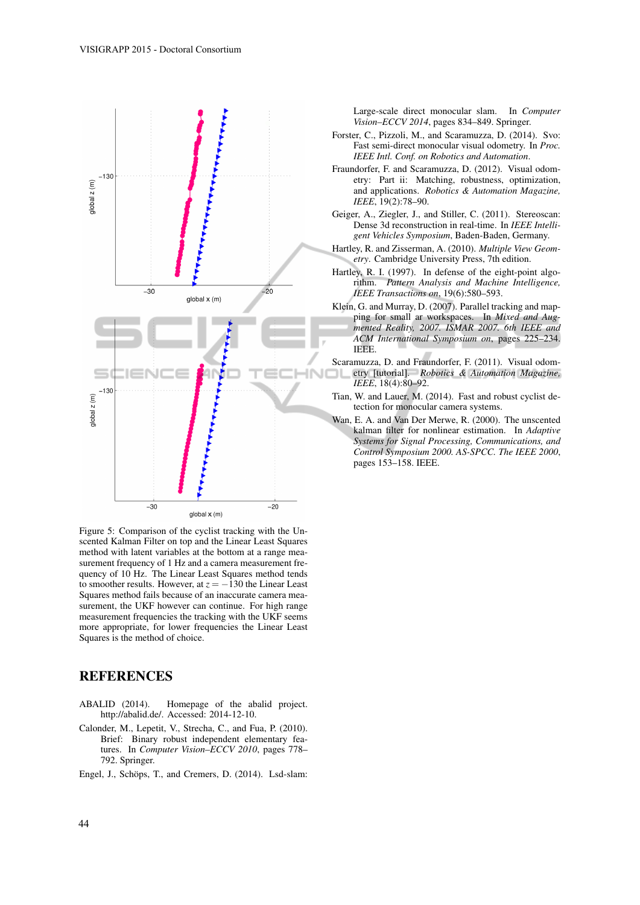global z (m)
−130
−30
−20
global x (m)

global z (m)
−130
−30
−20
global x (m)

Figure 5: Comparison of the cyclist tracking with the Unscented Kalman Filter on top and the Linear Least Squares method with latent variables at the bottom at a range measurement frequency of 1 Hz and a camera measurement frequency of 10 Hz. The Linear Least Squares method tends to smoother results. However, at $z = -130$ the Linear Least Squares method fails because of an inaccurate camera measurement, the UKF however can continue. For high range measurement frequencies the tracking with the UKF seems more appropriate, for lower frequencies the Linear Least Squares is the method of choice.

## REFERENCES

ABALID (2014). Homepage of the abalid project. http://abalid.de/. Accessed: 2014-12-10.

Calonder, M., Lepetit, V., Strecha, C., and Fua, P. (2010). Brief: Binary robust independent elementary features. In *Computer Vision–ECCV 2010*, pages 778–792. Springer.

Engel, J., Schöps, T., and Cremers, D. (2014). Lsd-slam: Large-scale direct monocular slam. In *Computer Vision–ECCV 2014*, pages 834–849. Springer.

Forster, C., Pizzoli, M., and Scaramuzza, D. (2014). Svo: Fast semi-direct monocular visual odometry. In *Proc. IEEE Intl. Conf. on Robotics and Automation*.

Fraundorfer, F. and Scaramuzza, D. (2012). Visual odometry: Part ii: Matching, robustness, optimization, and applications. *Robotics & Automation Magazine, IEEE*, 19(2):78–90.

Geiger, A., Ziegler, J., and Stiller, C. (2011). Stereoscan: Dense 3d reconstruction in real-time. In *IEEE Intelligent Vehicles Symposium*, Baden-Baden, Germany.

Hartley, R. and Zisserman, A. (2010). *Multiple View Geometry*. Cambridge University Press, 7th edition.

Hartley, R. I. (1997). In defense of the eight-point algorithm. *Pattern Analysis and Machine Intelligence, IEEE Transactions on*, 19(6):580–593.

Klein, G. and Murray, D. (2007). Parallel tracking and mapping for small ar workspaces. In *Mixed and Augmented Reality, 2007. ISMAR 2007. 6th IEEE and ACM International Symposium on*, pages 225–234. IEEE.

Scaramuzza, D. and Fraundorfer, F. (2011). Visual odometry [tutorial]. *Robotics & Automation Magazine, IEEE*, 18(4):80–92.

Tian, W. and Lauer, M. (2014). Fast and robust cyclist detection for monocular camera systems.

Wan, E. A. and Van Der Merwe, R. (2000). The unscented kalman filter for nonlinear estimation. In *Adaptive Systems for Signal Processing, Communications, and Control Symposium 2000. AS-SPCC. The IEEE 2000*, pages 153–158. IEEE.